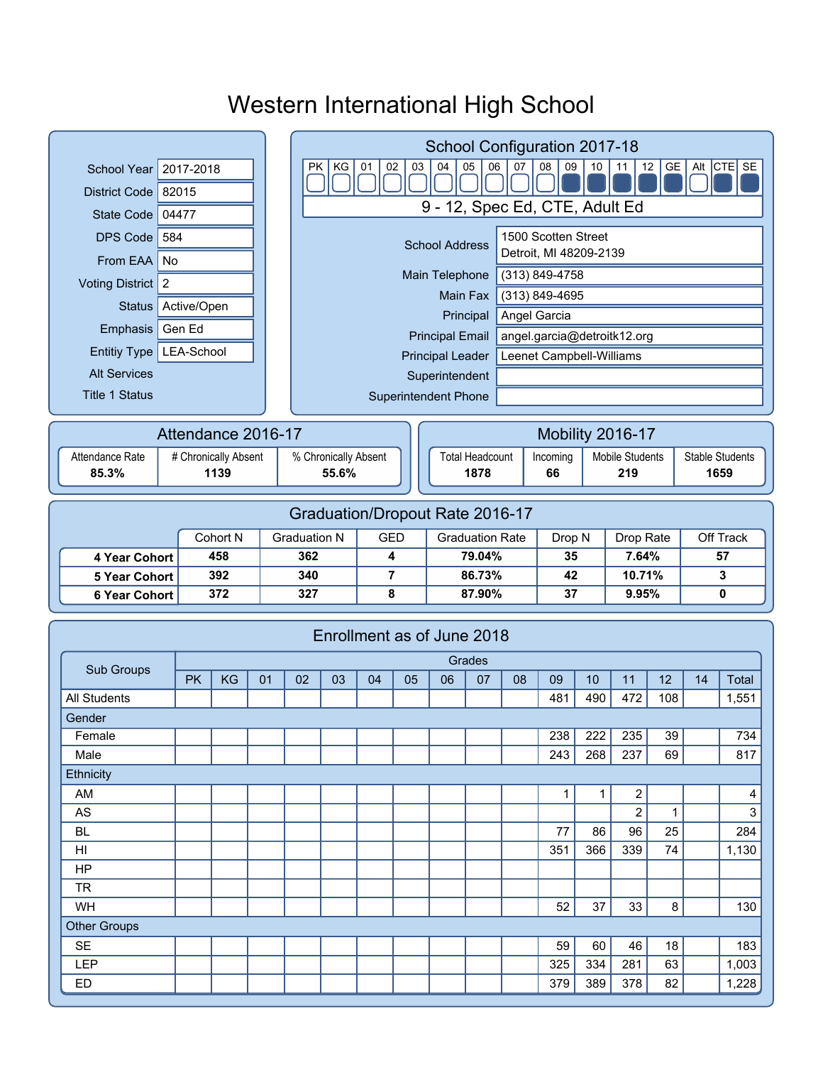# Western International High School

| | |
|---|---|
| School Year | 2017-2018 |
| District Code | 82015 |
| State Code | 04477 |
| DPS Code | 584 |
| From EAA | No |
| Voting District | 2 |
| Status | Active/Open |
| Emphasis | Gen Ed |
| Entitiy Type | LEA-School |
| Alt Services | |
| Title 1 Status | |

## School Configuration 2017-18

| PK | KG | 01 | 02 | 03 | 04 | 05 | 06 | 07 | 08 | 09 | 10 | 11 | 12 | GE | Alt | CTE | SE |
|---|---|---|---|---|---|---|---|---|---|---|---|---|---|---|---|---|---|
| | | | | | | | | | | ■ | ■ | ■ | ■ | ■ | | ■ | ■ |

9 - 12, Spec Ed, CTE, Adult Ed

| | |
|---|---|
| School Address | 1500 Scotten Street<br>Detroit, MI 48209-2139 |
| Main Telephone | (313) 849-4758 |
| Main Fax | (313) 849-4695 |
| Principal | Angel Garcia |
| Principal Email | angel.garcia@detroitk12.org |
| Principal Leader | Leenet Campbell-Williams |
| Superintendent | |
| Superintendent Phone | |

## Attendance 2016-17

| Attendance Rate | # Chronically Absent | % Chronically Absent |
|---|---|---|
| **85.3%** | **1139** | **55.6%** |

## Mobility 2016-17

| Total Headcount | Incoming | Mobile Students | Stable Students |
|---|---|---|---|
| **1878** | **66** | **219** | **1659** |

## Graduation/Dropout Rate 2016-17

| | Cohort N | Graduation N | GED | Graduation Rate | Drop N | Drop Rate | Off Track |
|---|---|---|---|---|---|---|---|
| **4 Year Cohort** | **458** | **362** | **4** | **79.04%** | **35** | **7.64%** | **57** |
| **5 Year Cohort** | **392** | **340** | **7** | **86.73%** | **42** | **10.71%** | **3** |
| **6 Year Cohort** | **372** | **327** | **8** | **87.90%** | **37** | **9.95%** | **0** |

## Enrollment as of June 2018

| Sub Groups | Grades | | | | | | | | | | | | | | |
|---|---|---|---|---|---|---|---|---|---|---|---|---|---|---|---|
| | PK | KG | 01 | 02 | 03 | 04 | 05 | 06 | 07 | 08 | 09 | 10 | 11 | 12 | 14 | Total |
| All Students | | | | | | | | | | | 481 | 490 | 472 | 108 | | 1,551 |
| Gender | | | | | | | | | | | | | | | | |
| Female | | | | | | | | | | | 238 | 222 | 235 | 39 | | 734 |
| Male | | | | | | | | | | | 243 | 268 | 237 | 69 | | 817 |
| Ethnicity | | | | | | | | | | | | | | | | |
| AM | | | | | | | | | | | 1 | 1 | 2 | | | 4 |
| AS | | | | | | | | | | | | | 2 | 1 | | 3 |
| BL | | | | | | | | | | | 77 | 86 | 96 | 25 | | 284 |
| HI | | | | | | | | | | | 351 | 366 | 339 | 74 | | 1,130 |
| HP | | | | | | | | | | | | | | | | |
| TR | | | | | | | | | | | | | | | | |
| WH | | | | | | | | | | | 52 | 37 | 33 | 8 | | 130 |
| Other Groups | | | | | | | | | | | | | | | | |
| SE | | | | | | | | | | | 59 | 60 | 46 | 18 | | 183 |
| LEP | | | | | | | | | | | 325 | 334 | 281 | 63 | | 1,003 |
| ED | | | | | | | | | | | 379 | 389 | 378 | 82 | | 1,228 |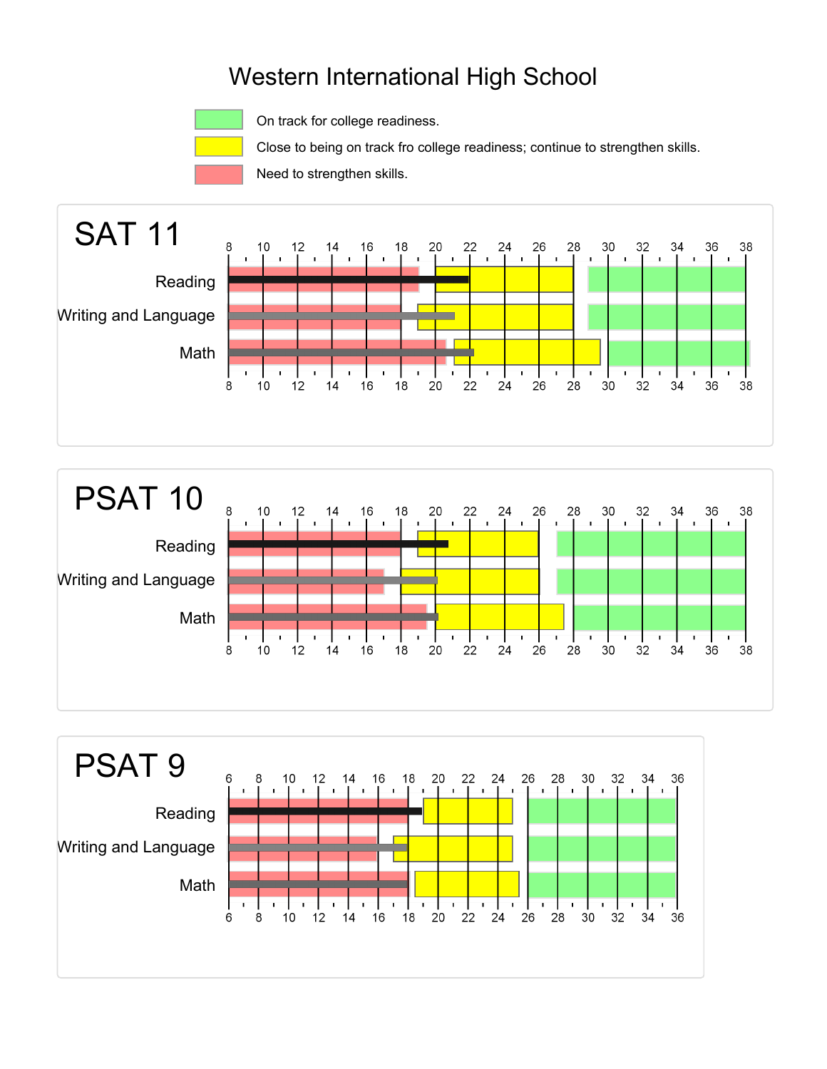# Western International High School

- On track for college readiness.
- Close to being on track fro college readiness; continue to strengthen skills.
- Need to strengthen skills.

## SAT 11

Reading

Writing and Language

Math

## PSAT 10

Reading

Writing and Language

Math

## PSAT 9

Reading

Writing and Language

Math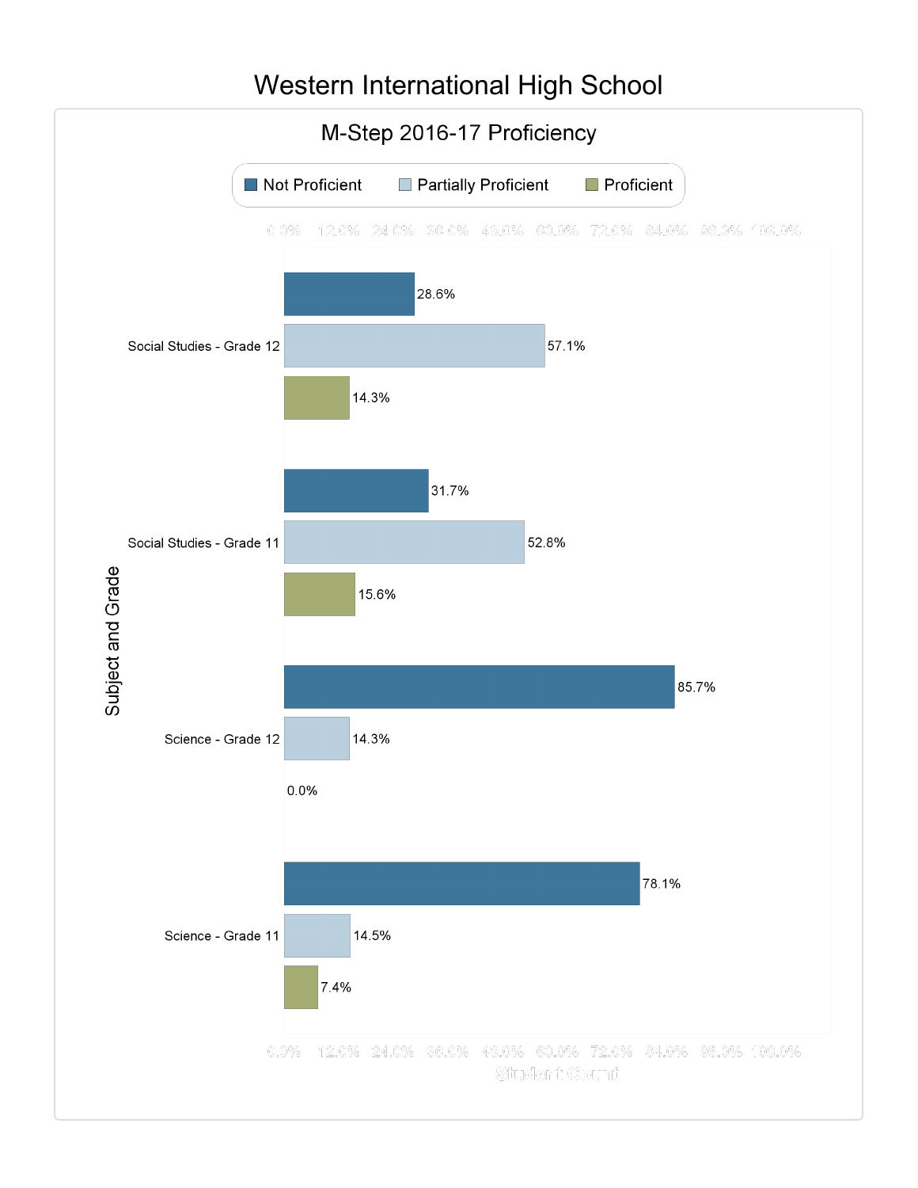# Western International High School

## M-Step 2016-17 Proficiency

| Subject and Grade | Not Proficient | Partially Proficient | Proficient |
|---|---|---|---|
| Social Studies - Grade 12 | 28.6% | 57.1% | 14.3% |
| Social Studies - Grade 11 | 31.7% | 52.8% | 15.6% |
| Science - Grade 12 | 85.7% | 14.3% | 0.0% |
| Science - Grade 11 | 78.1% | 14.5% | 7.4% |

Student Count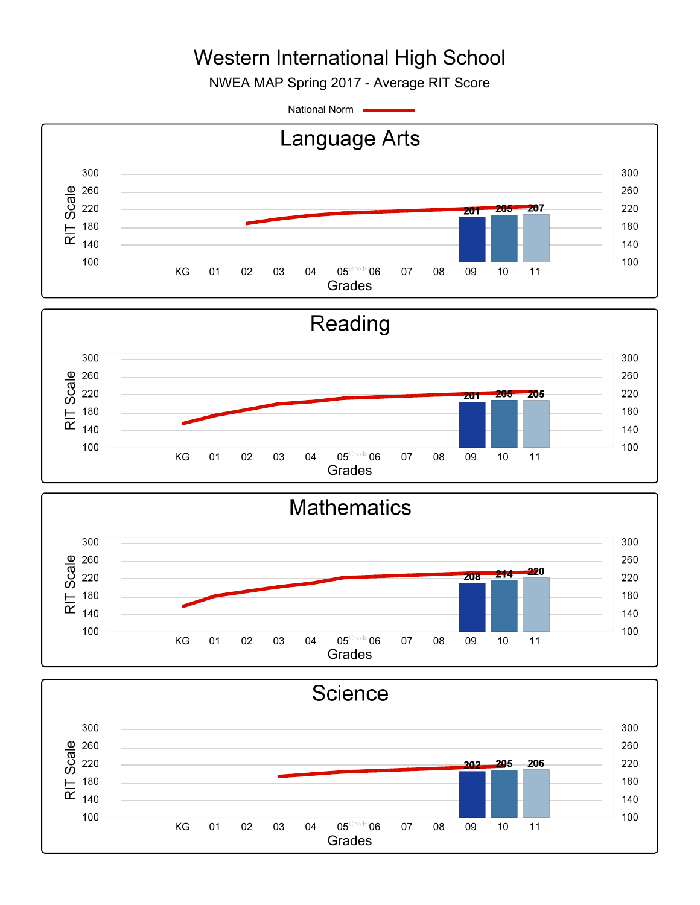# Western International High School

NWEA MAP Spring 2017 - Average RIT Score

National Norm

## Language Arts

| Grade | Average RIT Score |
|---|---|
| 09 | 201 |
| 10 | 205 |
| 11 | 207 |

## Reading

| Grade | Average RIT Score |
|---|---|
| 09 | 201 |
| 10 | 205 |
| 11 | 205 |

## Mathematics

| Grade | Average RIT Score |
|---|---|
| 09 | 208 |
| 10 | 214 |
| 11 | 220 |

## Science

| Grade | Average RIT Score |
|---|---|
| 09 | 202 |
| 10 | 205 |
| 11 | 206 |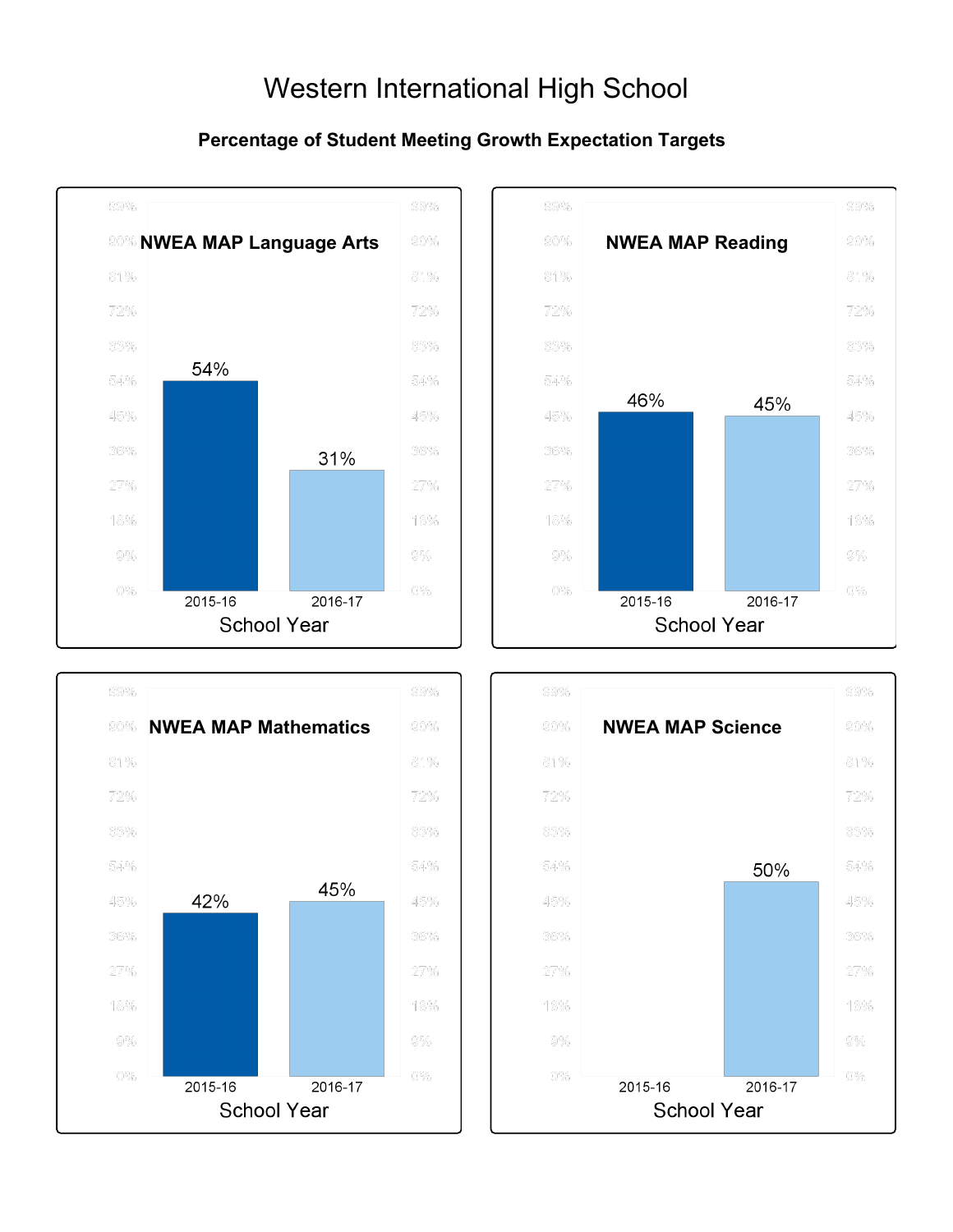# Western International High School

**Percentage of Student Meeting Growth Expectation Targets**

**NWEA MAP Language Arts**

54%
31%
2015-16
2016-17
School Year

**NWEA MAP Reading**

46%
45%
2015-16
2016-17
School Year

**NWEA MAP Mathematics**

42%
45%
2015-16
2016-17
School Year

**NWEA MAP Science**

50%
2015-16
2016-17
School Year